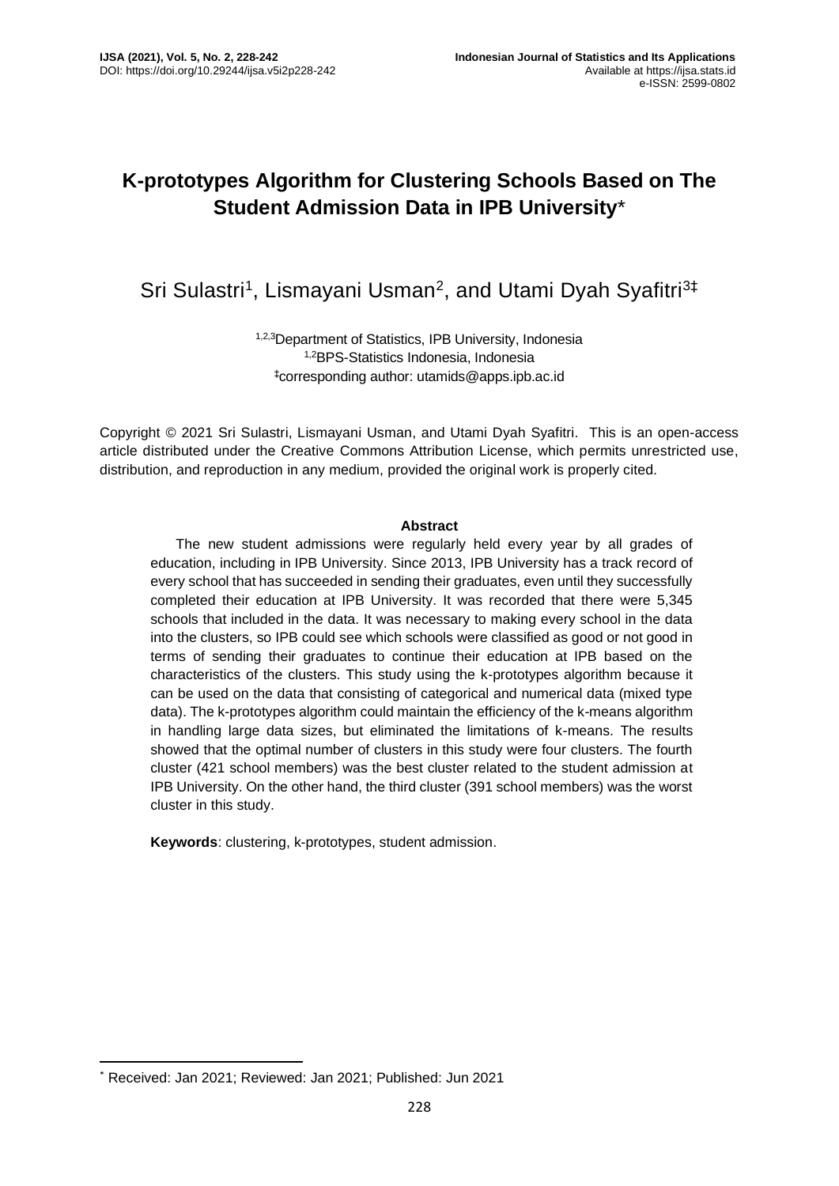# K-prototypes Algorithm for Clustering Schools Based on The Student Admission Data in IPB University*

Sri Sulastri[1], Lismayani Usman[2], and Utami Dyah Syafitri[3‡]

[1,2,3]Department of Statistics, IPB University, Indonesia
[1,2]BPS-Statistics Indonesia, Indonesia
‡corresponding author: utamids@apps.ipb.ac.id

Copyright © 2021 Sri Sulastri, Lismayani Usman, and Utami Dyah Syafitri. This is an open-access article distributed under the Creative Commons Attribution License, which permits unrestricted use, distribution, and reproduction in any medium, provided the original work is properly cited.

**Abstract**

The new student admissions were regularly held every year by all grades of education, including in IPB University. Since 2013, IPB University has a track record of every school that has succeeded in sending their graduates, even until they successfully completed their education at IPB University. It was recorded that there were 5,345 schools that included in the data. It was necessary to making every school in the data into the clusters, so IPB could see which schools were classified as good or not good in terms of sending their graduates to continue their education at IPB based on the characteristics of the clusters. This study using the k-prototypes algorithm because it can be used on the data that consisting of categorical and numerical data (mixed type data). The k-prototypes algorithm could maintain the efficiency of the k-means algorithm in handling large data sizes, but eliminated the limitations of k-means. The results showed that the optimal number of clusters in this study were four clusters. The fourth cluster (421 school members) was the best cluster related to the student admission at IPB University. On the other hand, the third cluster (391 school members) was the worst cluster in this study.

**Keywords**: clustering, k-prototypes, student admission.

* Received: Jan 2021; Reviewed: Jan 2021; Published: Jun 2021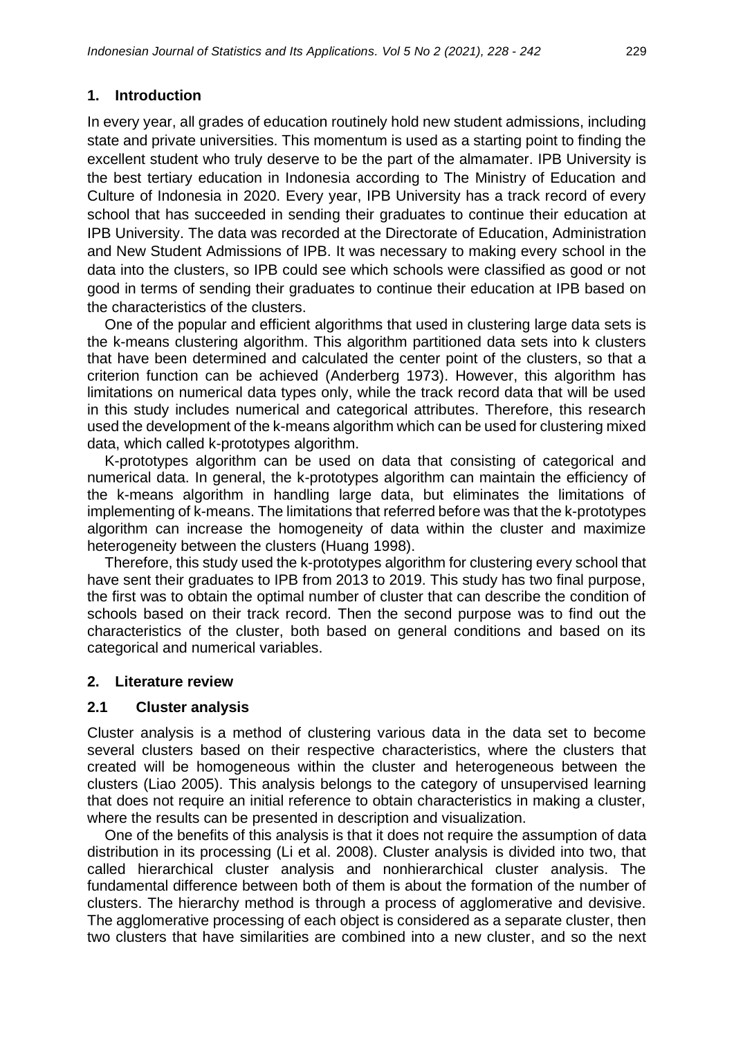## 1. Introduction

In every year, all grades of education routinely hold new student admissions, including state and private universities. This momentum is used as a starting point to finding the excellent student who truly deserve to be the part of the almamater. IPB University is the best tertiary education in Indonesia according to The Ministry of Education and Culture of Indonesia in 2020. Every year, IPB University has a track record of every school that has succeeded in sending their graduates to continue their education at IPB University. The data was recorded at the Directorate of Education, Administration and New Student Admissions of IPB. It was necessary to making every school in the data into the clusters, so IPB could see which schools were classified as good or not good in terms of sending their graduates to continue their education at IPB based on the characteristics of the clusters.

One of the popular and efficient algorithms that used in clustering large data sets is the k-means clustering algorithm. This algorithm partitioned data sets into k clusters that have been determined and calculated the center point of the clusters, so that a criterion function can be achieved (Anderberg 1973). However, this algorithm has limitations on numerical data types only, while the track record data that will be used in this study includes numerical and categorical attributes. Therefore, this research used the development of the k-means algorithm which can be used for clustering mixed data, which called k-prototypes algorithm.

K-prototypes algorithm can be used on data that consisting of categorical and numerical data. In general, the k-prototypes algorithm can maintain the efficiency of the k-means algorithm in handling large data, but eliminates the limitations of implementing of k-means. The limitations that referred before was that the k-prototypes algorithm can increase the homogeneity of data within the cluster and maximize heterogeneity between the clusters (Huang 1998).

Therefore, this study used the k-prototypes algorithm for clustering every school that have sent their graduates to IPB from 2013 to 2019. This study has two final purpose, the first was to obtain the optimal number of cluster that can describe the condition of schools based on their track record. Then the second purpose was to find out the characteristics of the cluster, both based on general conditions and based on its categorical and numerical variables.

## 2. Literature review

### 2.1 Cluster analysis

Cluster analysis is a method of clustering various data in the data set to become several clusters based on their respective characteristics, where the clusters that created will be homogeneous within the cluster and heterogeneous between the clusters (Liao 2005). This analysis belongs to the category of unsupervised learning that does not require an initial reference to obtain characteristics in making a cluster, where the results can be presented in description and visualization.

One of the benefits of this analysis is that it does not require the assumption of data distribution in its processing (Li et al. 2008). Cluster analysis is divided into two, that called hierarchical cluster analysis and nonhierarchical cluster analysis. The fundamental difference between both of them is about the formation of the number of clusters. The hierarchy method is through a process of agglomerative and devisive. The agglomerative processing of each object is considered as a separate cluster, then two clusters that have similarities are combined into a new cluster, and so the next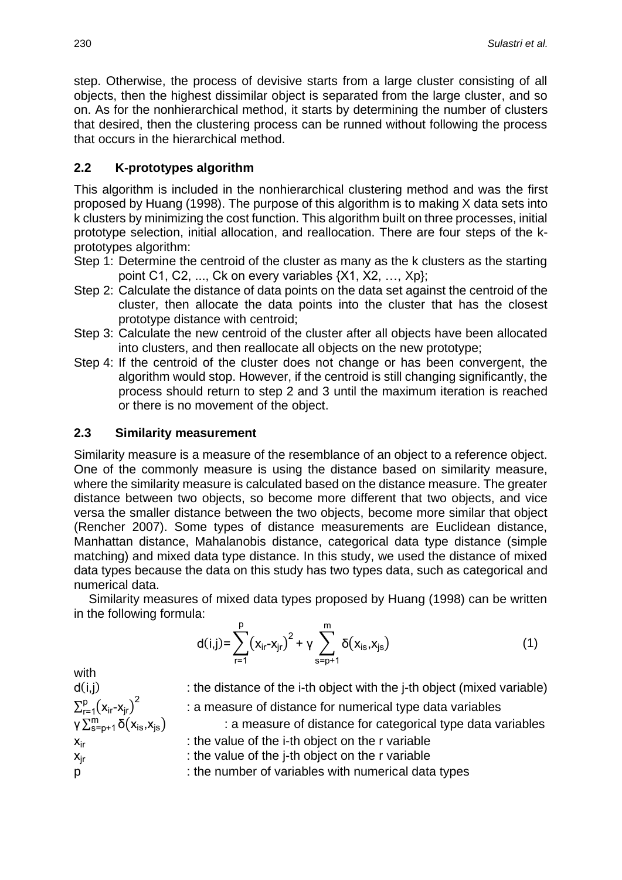step. Otherwise, the process of devisive starts from a large cluster consisting of all objects, then the highest dissimilar object is separated from the large cluster, and so on. As for the nonhierarchical method, it starts by determining the number of clusters that desired, then the clustering process can be runned without following the process that occurs in the hierarchical method.

### 2.2 K-prototypes algorithm

This algorithm is included in the nonhierarchical clustering method and was the first proposed by Huang (1998). The purpose of this algorithm is to making X data sets into k clusters by minimizing the cost function. This algorithm built on three processes, initial prototype selection, initial allocation, and reallocation. There are four steps of the k-prototypes algorithm:

Step 1: Determine the centroid of the cluster as many as the k clusters as the starting point C1, C2, ..., Ck on every variables {X1, X2, …, Xp};

Step 2: Calculate the distance of data points on the data set against the centroid of the cluster, then allocate the data points into the cluster that has the closest prototype distance with centroid;

Step 3: Calculate the new centroid of the cluster after all objects have been allocated into clusters, and then reallocate all objects on the new prototype;

Step 4: If the centroid of the cluster does not change or has been convergent, the algorithm would stop. However, if the centroid is still changing significantly, the process should return to step 2 and 3 until the maximum iteration is reached or there is no movement of the object.

### 2.3 Similarity measurement

Similarity measure is a measure of the resemblance of an object to a reference object. One of the commonly measure is using the distance based on similarity measure, where the similarity measure is calculated based on the distance measure. The greater distance between two objects, so become more different that two objects, and vice versa the smaller distance between the two objects, become more similar that object (Rencher 2007). Some types of distance measurements are Euclidean distance, Manhattan distance, Mahalanobis distance, categorical data type distance (simple matching) and mixed data type distance. In this study, we used the distance of mixed data types because the data on this study has two types data, such as categorical and numerical data.

Similarity measures of mixed data types proposed by Huang (1998) can be written in the following formula:

$$d(i,j)=\sum_{r=1}^{p}\left(x_{ir}-x_{jr}\right)^2+\gamma\sum_{s=p+1}^{m}\delta\left(x_{is},x_{js}\right) \tag{1}$$

with

$d(i,j)$ : the distance of the i-th object with the j-th object (mixed variable)

$\sum_{r=1}^{p}\left(x_{ir}-x_{jr}\right)^2$ : a measure of distance for numerical type data variables

$\gamma\sum_{s=p+1}^{m}\delta\left(x_{is},x_{js}\right)$ : a measure of distance for categorical type data variables

$x_{ir}$ : the value of the i-th object on the r variable

$x_{jr}$ : the value of the j-th object on the r variable

$p$ : the number of variables with numerical data types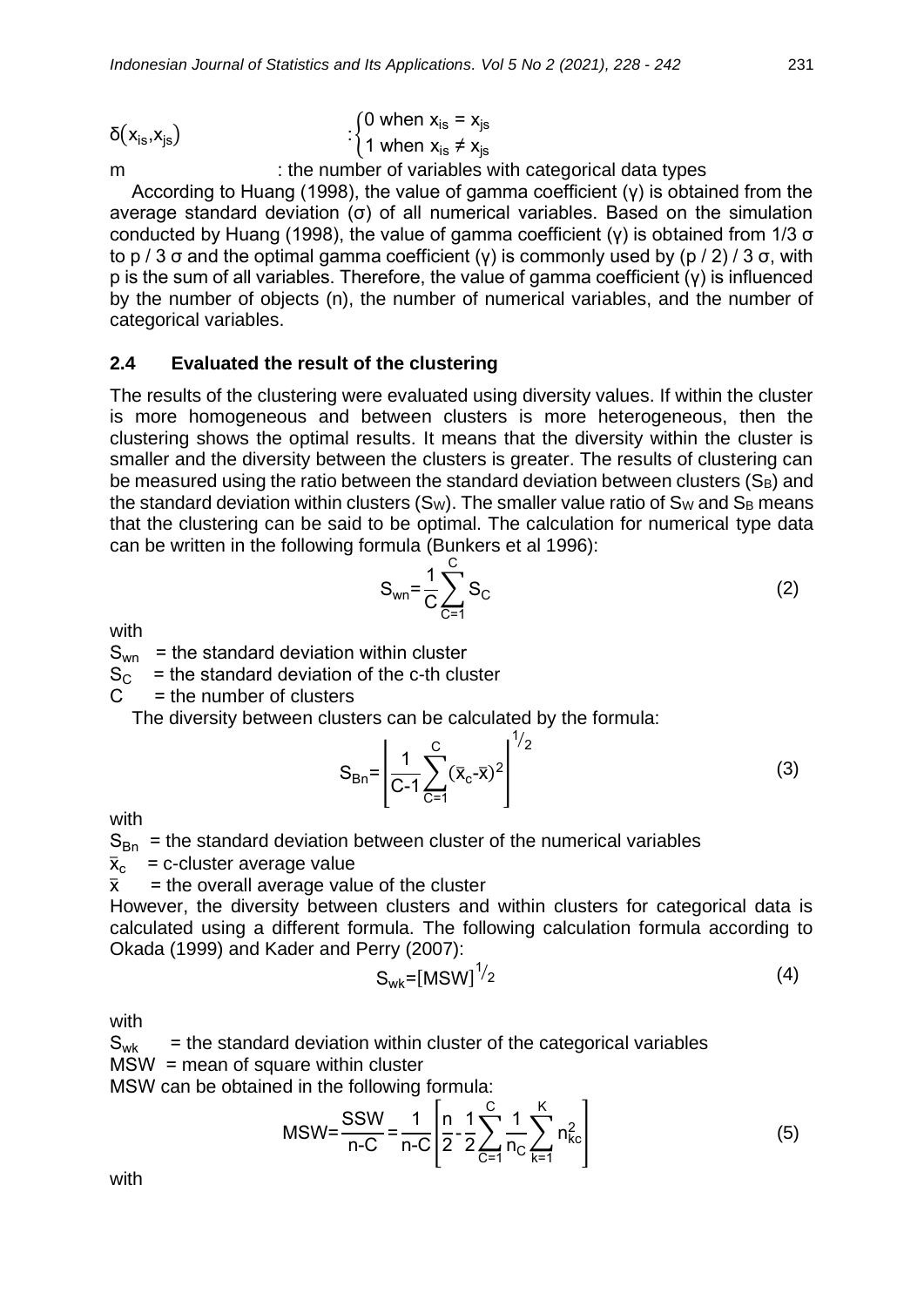$\delta(x_{is},x_{js})$ : $\begin{cases} 0 \text{ when } x_{is} = x_{js} \\ 1 \text{ when } x_{is} \neq x_{js} \end{cases}$

m : the number of variables with categorical data types

According to Huang (1998), the value of gamma coefficient (γ) is obtained from the average standard deviation (σ) of all numerical variables. Based on the simulation conducted by Huang (1998), the value of gamma coefficient (γ) is obtained from 1/3 σ to p / 3 σ and the optimal gamma coefficient (γ) is commonly used by (p / 2) / 3 σ, with p is the sum of all variables. Therefore, the value of gamma coefficient (γ) is influenced by the number of objects (n), the number of numerical variables, and the number of categorical variables.

### 2.4 Evaluated the result of the clustering

The results of the clustering were evaluated using diversity values. If within the cluster is more homogeneous and between clusters is more heterogeneous, then the clustering shows the optimal results. It means that the diversity within the cluster is smaller and the diversity between the clusters is greater. The results of clustering can be measured using the ratio between the standard deviation between clusters ($S_B$) and the standard deviation within clusters ($S_W$). The smaller value ratio of $S_W$ and $S_B$ means that the clustering can be said to be optimal. The calculation for numerical type data can be written in the following formula (Bunkers et al 1996):

$$S_{wn}=\frac{1}{C}\sum_{C=1}^{C}S_C \tag{2}$$

with

$S_{wn}$ = the standard deviation within cluster
$S_C$ = the standard deviation of the c-th cluster
C = the number of clusters

The diversity between clusters can be calculated by the formula:

$$S_{Bn}=\left[\frac{1}{C-1}\sum_{C=1}^{C}(\bar{x}_c-\bar{x})^2\right]^{1/2} \tag{3}$$

with

$S_{Bn}$ = the standard deviation between cluster of the numerical variables
$\bar{x}_c$ = c-cluster average value
$\bar{x}$ = the overall average value of the cluster

However, the diversity between clusters and within clusters for categorical data is calculated using a different formula. The following calculation formula according to Okada (1999) and Kader and Perry (2007):

$$S_{wk}=[MSW]^{1/2} \tag{4}$$

with

$S_{wk}$ = the standard deviation within cluster of the categorical variables
MSW = mean of square within cluster

MSW can be obtained in the following formula:

$$MSW=\frac{SSW}{n-C}=\frac{1}{n-C}\left[\frac{n}{2}-\frac{1}{2}\sum_{C=1}^{C}\frac{1}{n_C}\sum_{k=1}^{K}n_{kc}^2\right] \tag{5}$$

with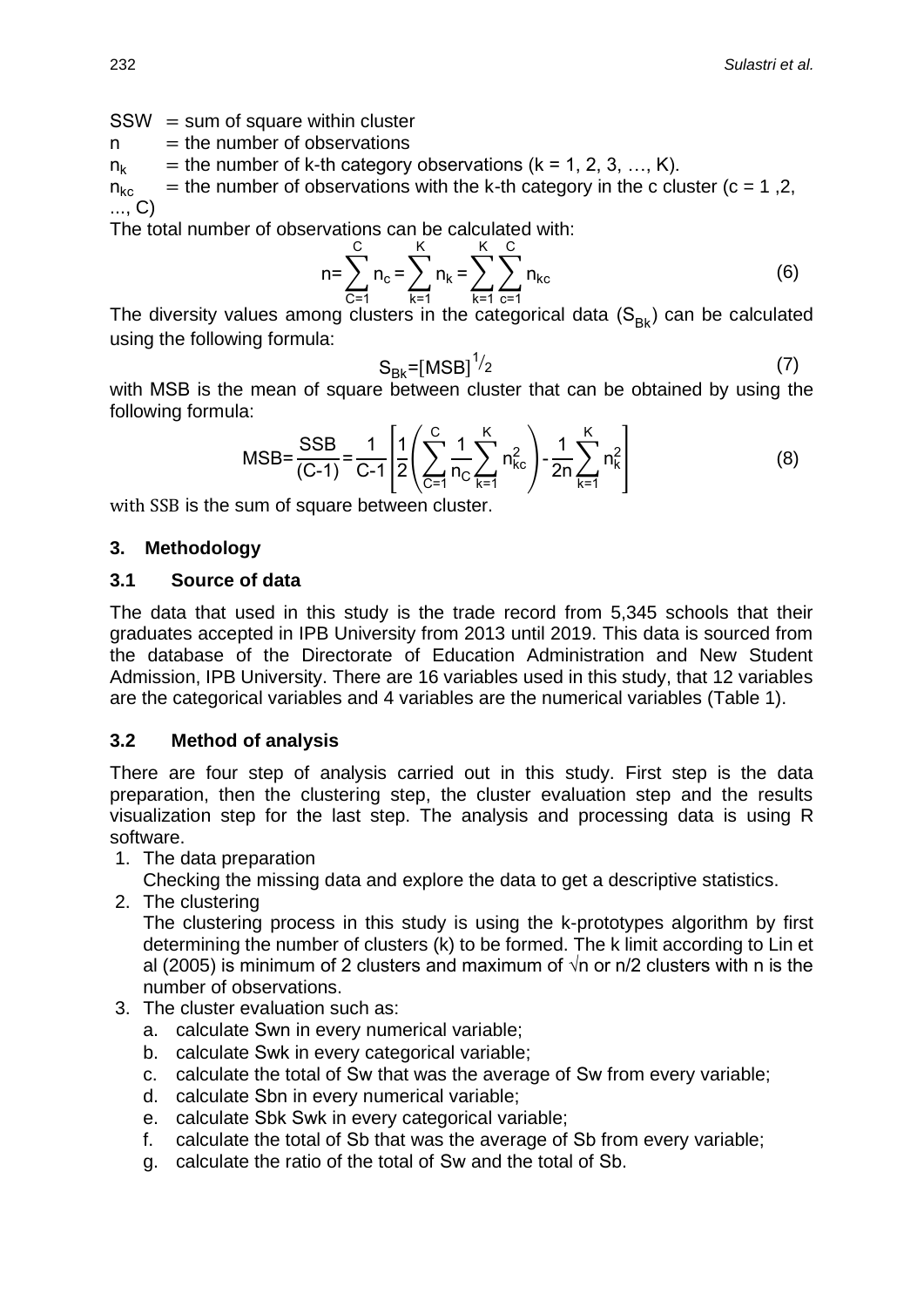SSW = sum of square within cluster

n = the number of observations

$n_k$ = the number of k-th category observations (k = 1, 2, 3, …, K).

$n_{kc}$ = the number of observations with the k-th category in the c cluster (c = 1 ,2, ..., C)

The total number of observations can be calculated with:

$$n=\sum_{C=1}^{C} n_c = \sum_{k=1}^{K} n_k = \sum_{k=1}^{K}\sum_{c=1}^{C} n_{kc} \tag{6}$$

The diversity values among clusters in the categorical data ($S_{Bk}$) can be calculated using the following formula:

$$S_{Bk}=[MSB]^{1/2} \tag{7}$$

with MSB is the mean of square between cluster that can be obtained by using the following formula:

$$MSB=\frac{SSB}{(C-1)}=\frac{1}{C-1}\left[\frac{1}{2}\left(\sum_{C=1}^{C}\frac{1}{n_C}\sum_{k=1}^{K}n_{kc}^2\right)-\frac{1}{2n}\sum_{k=1}^{K}n_k^2\right] \tag{8}$$

with SSB is the sum of square between cluster.

## 3. Methodology

### 3.1 Source of data

The data that used in this study is the trade record from 5,345 schools that their graduates accepted in IPB University from 2013 until 2019. This data is sourced from the database of the Directorate of Education Administration and New Student Admission, IPB University. There are 16 variables used in this study, that 12 variables are the categorical variables and 4 variables are the numerical variables (Table 1).

### 3.2 Method of analysis

There are four step of analysis carried out in this study. First step is the data preparation, then the clustering step, the cluster evaluation step and the results visualization step for the last step. The analysis and processing data is using R software.

1. The data preparation
   Checking the missing data and explore the data to get a descriptive statistics.
2. The clustering
   The clustering process in this study is using the k-prototypes algorithm by first determining the number of clusters (k) to be formed. The k limit according to Lin et al (2005) is minimum of 2 clusters and maximum of $\sqrt{n}$ or n/2 clusters with n is the number of observations.
3. The cluster evaluation such as:
   a. calculate Swn in every numerical variable;
   b. calculate Swk in every categorical variable;
   c. calculate the total of Sw that was the average of Sw from every variable;
   d. calculate Sbn in every numerical variable;
   e. calculate Sbk Swk in every categorical variable;
   f. calculate the total of Sb that was the average of Sb from every variable;
   g. calculate the ratio of the total of Sw and the total of Sb.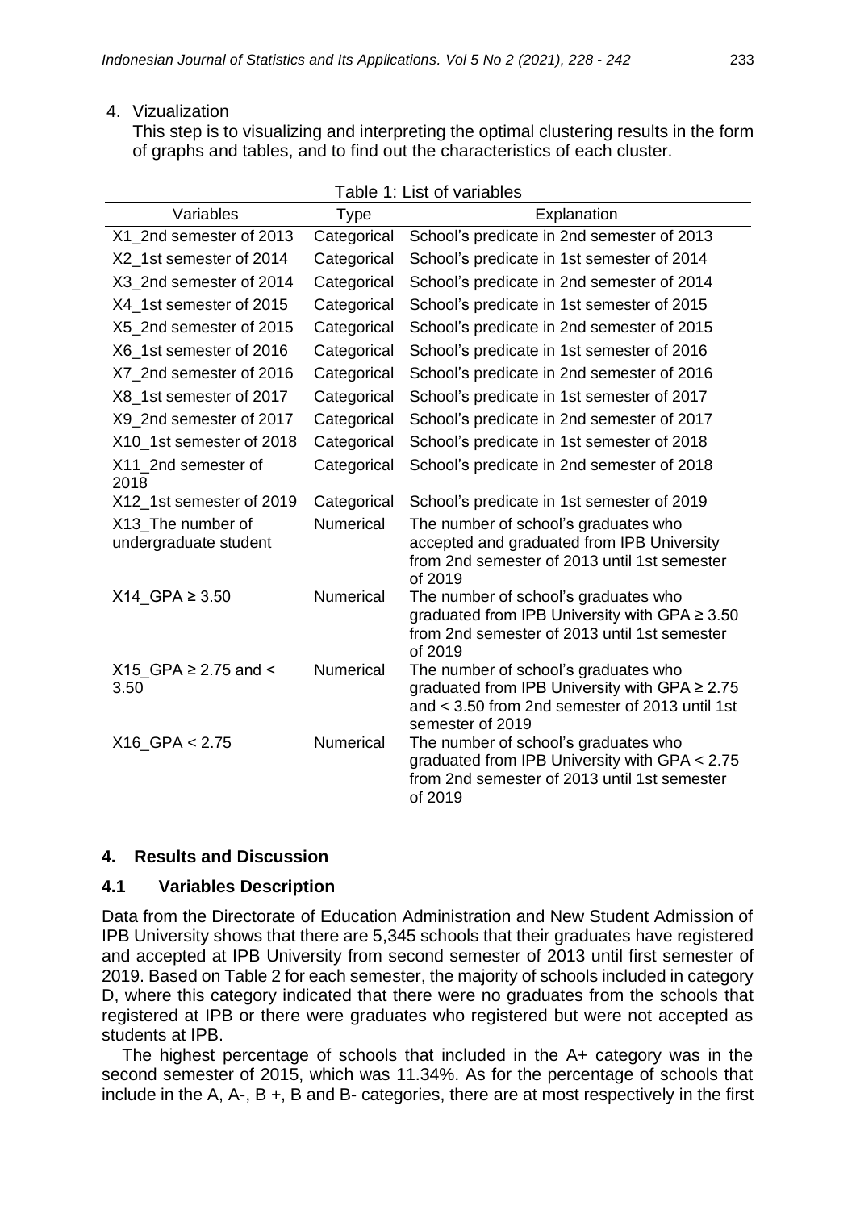4. Vizualization
   This step is to visualizing and interpreting the optimal clustering results in the form of graphs and tables, and to find out the characteristics of each cluster.

Table 1: List of variables

| Variables | Type | Explanation |
| --- | --- | --- |
| X1_2nd semester of 2013 | Categorical | School's predicate in 2nd semester of 2013 |
| X2_1st semester of 2014 | Categorical | School's predicate in 1st semester of 2014 |
| X3_2nd semester of 2014 | Categorical | School's predicate in 2nd semester of 2014 |
| X4_1st semester of 2015 | Categorical | School's predicate in 1st semester of 2015 |
| X5_2nd semester of 2015 | Categorical | School's predicate in 2nd semester of 2015 |
| X6_1st semester of 2016 | Categorical | School's predicate in 1st semester of 2016 |
| X7_2nd semester of 2016 | Categorical | School's predicate in 2nd semester of 2016 |
| X8_1st semester of 2017 | Categorical | School's predicate in 1st semester of 2017 |
| X9_2nd semester of 2017 | Categorical | School's predicate in 2nd semester of 2017 |
| X10_1st semester of 2018 | Categorical | School's predicate in 1st semester of 2018 |
| X11_2nd semester of 2018 | Categorical | School's predicate in 2nd semester of 2018 |
| X12_1st semester of 2019 | Categorical | School's predicate in 1st semester of 2019 |
| X13_The number of undergraduate student | Numerical | The number of school's graduates who accepted and graduated from IPB University from 2nd semester of 2013 until 1st semester of 2019 |
| X14_GPA ≥ 3.50 | Numerical | The number of school's graduates who graduated from IPB University with GPA ≥ 3.50 from 2nd semester of 2013 until 1st semester of 2019 |
| X15_GPA ≥ 2.75 and < 3.50 | Numerical | The number of school's graduates who graduated from IPB University with GPA ≥ 2.75 and < 3.50 from 2nd semester of 2013 until 1st semester of 2019 |
| X16_GPA < 2.75 | Numerical | The number of school's graduates who graduated from IPB University with GPA < 2.75 from 2nd semester of 2013 until 1st semester of 2019 |

## 4. Results and Discussion

### 4.1 Variables Description

Data from the Directorate of Education Administration and New Student Admission of IPB University shows that there are 5,345 schools that their graduates have registered and accepted at IPB University from second semester of 2013 until first semester of 2019. Based on Table 2 for each semester, the majority of schools included in category D, where this category indicated that there were no graduates from the schools that registered at IPB or there were graduates who registered but were not accepted as students at IPB.

The highest percentage of schools that included in the A+ category was in the second semester of 2015, which was 11.34%. As for the percentage of schools that include in the A, A-, B +, B and B- categories, there are at most respectively in the first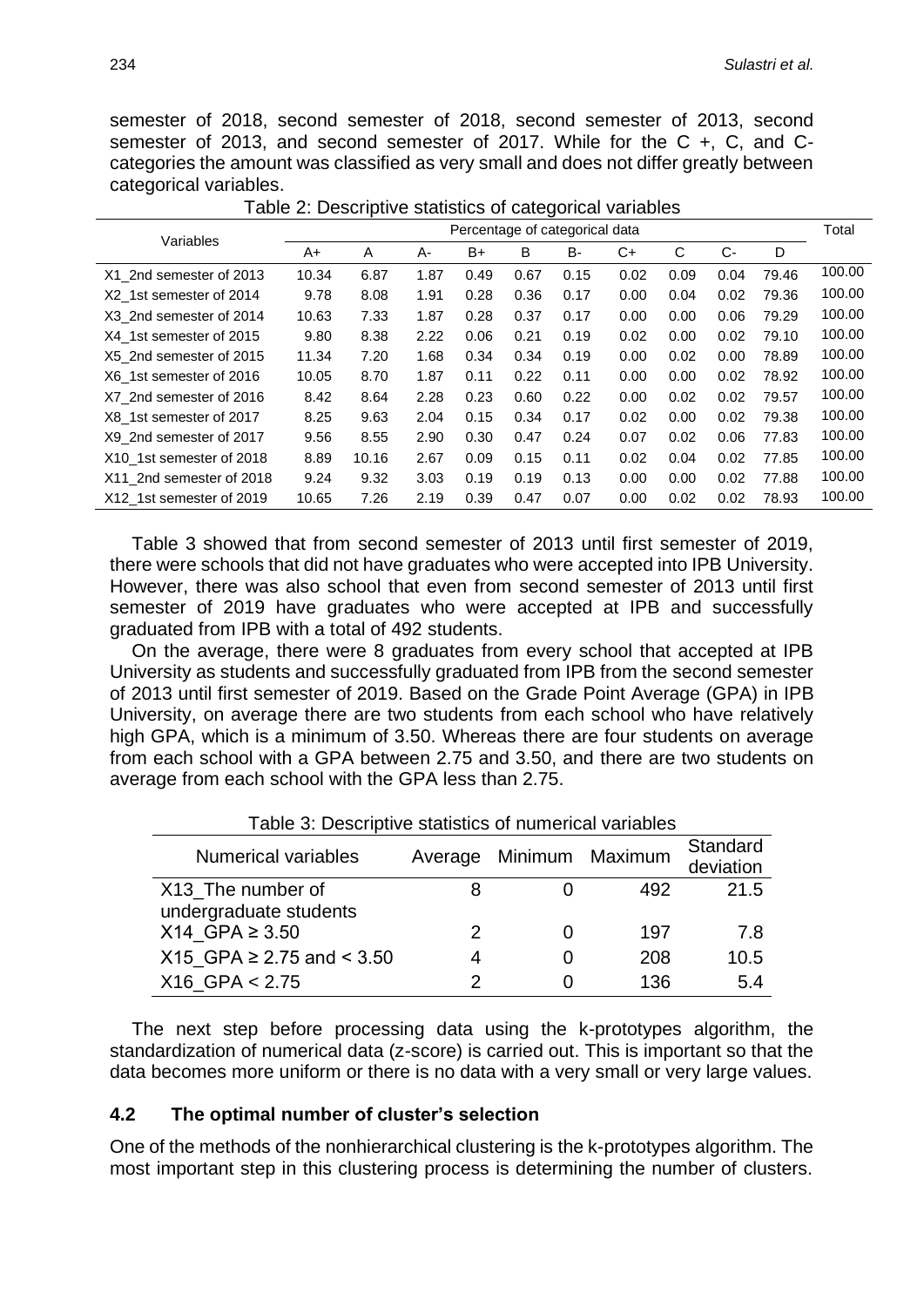semester of 2018, second semester of 2018, second semester of 2013, second semester of 2013, and second semester of 2017. While for the C +, C, and C- categories the amount was classified as very small and does not differ greatly between categorical variables.

Table 2: Descriptive statistics of categorical variables

| Variables | Percentage of categorical data | | | | | | | | | | Total |
|---|---|---|---|---|---|---|---|---|---|---|---|
| | A+ | A | A- | B+ | B | B- | C+ | C | C- | D | |
| X1_2nd semester of 2013 | 10.34 | 6.87 | 1.87 | 0.49 | 0.67 | 0.15 | 0.02 | 0.09 | 0.04 | 79.46 | 100.00 |
| X2_1st semester of 2014 | 9.78 | 8.08 | 1.91 | 0.28 | 0.36 | 0.17 | 0.00 | 0.04 | 0.02 | 79.36 | 100.00 |
| X3_2nd semester of 2014 | 10.63 | 7.33 | 1.87 | 0.28 | 0.37 | 0.17 | 0.00 | 0.00 | 0.06 | 79.29 | 100.00 |
| X4_1st semester of 2015 | 9.80 | 8.38 | 2.22 | 0.06 | 0.21 | 0.19 | 0.02 | 0.00 | 0.02 | 79.10 | 100.00 |
| X5_2nd semester of 2015 | 11.34 | 7.20 | 1.68 | 0.34 | 0.34 | 0.19 | 0.00 | 0.02 | 0.00 | 78.89 | 100.00 |
| X6_1st semester of 2016 | 10.05 | 8.70 | 1.87 | 0.11 | 0.22 | 0.11 | 0.00 | 0.00 | 0.02 | 78.92 | 100.00 |
| X7_2nd semester of 2016 | 8.42 | 8.64 | 2.28 | 0.23 | 0.60 | 0.22 | 0.00 | 0.02 | 0.02 | 79.57 | 100.00 |
| X8_1st semester of 2017 | 8.25 | 9.63 | 2.04 | 0.15 | 0.34 | 0.17 | 0.02 | 0.00 | 0.02 | 79.38 | 100.00 |
| X9_2nd semester of 2017 | 9.56 | 8.55 | 2.90 | 0.30 | 0.47 | 0.24 | 0.07 | 0.02 | 0.06 | 77.83 | 100.00 |
| X10_1st semester of 2018 | 8.89 | 10.16 | 2.67 | 0.09 | 0.15 | 0.11 | 0.02 | 0.04 | 0.02 | 77.85 | 100.00 |
| X11_2nd semester of 2018 | 9.24 | 9.32 | 3.03 | 0.19 | 0.19 | 0.13 | 0.00 | 0.00 | 0.02 | 77.88 | 100.00 |
| X12_1st semester of 2019 | 10.65 | 7.26 | 2.19 | 0.39 | 0.47 | 0.07 | 0.00 | 0.02 | 0.02 | 78.93 | 100.00 |

Table 3 showed that from second semester of 2013 until first semester of 2019, there were schools that did not have graduates who were accepted into IPB University. However, there was also school that even from second semester of 2013 until first semester of 2019 have graduates who were accepted at IPB and successfully graduated from IPB with a total of 492 students.

On the average, there were 8 graduates from every school that accepted at IPB University as students and successfully graduated from IPB from the second semester of 2013 until first semester of 2019. Based on the Grade Point Average (GPA) in IPB University, on average there are two students from each school who have relatively high GPA, which is a minimum of 3.50. Whereas there are four students on average from each school with a GPA between 2.75 and 3.50, and there are two students on average from each school with the GPA less than 2.75.

Table 3: Descriptive statistics of numerical variables

| Numerical variables | Average | Minimum | Maximum | Standard deviation |
|---|---|---|---|---|
| X13_The number of undergraduate students | 8 | 0 | 492 | 21.5 |
| X14_GPA ≥ 3.50 | 2 | 0 | 197 | 7.8 |
| X15_GPA ≥ 2.75 and < 3.50 | 4 | 0 | 208 | 10.5 |
| X16_GPA < 2.75 | 2 | 0 | 136 | 5.4 |

The next step before processing data using the k-prototypes algorithm, the standardization of numerical data (z-score) is carried out. This is important so that the data becomes more uniform or there is no data with a very small or very large values.

### 4.2 The optimal number of cluster's selection

One of the methods of the nonhierarchical clustering is the k-prototypes algorithm. The most important step in this clustering process is determining the number of clusters.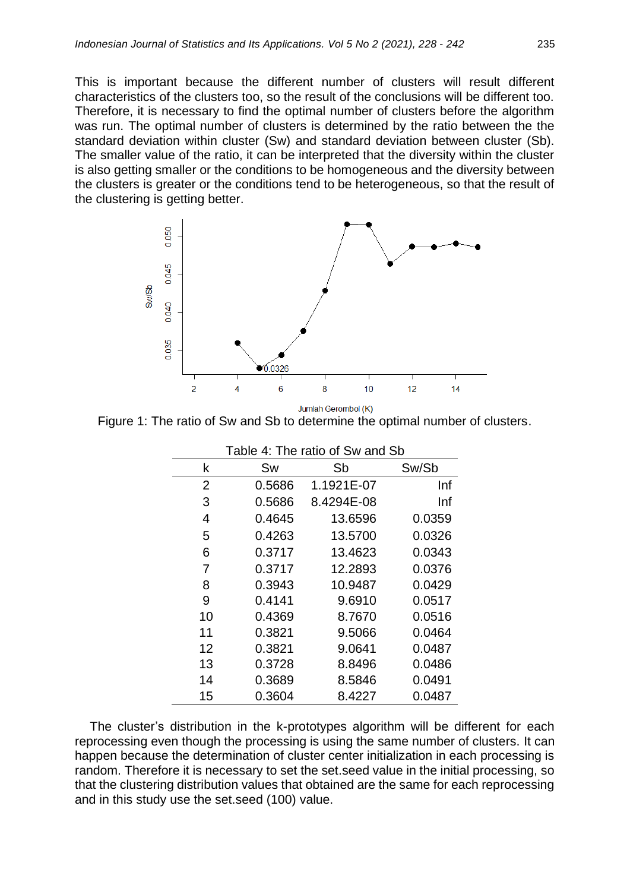This is important because the different number of clusters will result different characteristics of the clusters too, so the result of the conclusions will be different too. Therefore, it is necessary to find the optimal number of clusters before the algorithm was run. The optimal number of clusters is determined by the ratio between the the standard deviation within cluster (Sw) and standard deviation between cluster (Sb). The smaller value of the ratio, it can be interpreted that the diversity within the cluster is also getting smaller or the conditions to be homogeneous and the diversity between the clusters is greater or the conditions tend to be heterogeneous, so that the result of the clustering is getting better.

Figure 1: The ratio of Sw and Sb to determine the optimal number of clusters.

Table 4: The ratio of Sw and Sb

| k | Sw | Sb | Sw/Sb |
|---|---|---|---|
| 2 | 0.5686 | 1.1921E-07 | Inf |
| 3 | 0.5686 | 8.4294E-08 | Inf |
| 4 | 0.4645 | 13.6596 | 0.0359 |
| 5 | 0.4263 | 13.5700 | 0.0326 |
| 6 | 0.3717 | 13.4623 | 0.0343 |
| 7 | 0.3717 | 12.2893 | 0.0376 |
| 8 | 0.3943 | 10.9487 | 0.0429 |
| 9 | 0.4141 | 9.6910 | 0.0517 |
| 10 | 0.4369 | 8.7670 | 0.0516 |
| 11 | 0.3821 | 9.5066 | 0.0464 |
| 12 | 0.3821 | 9.0641 | 0.0487 |
| 13 | 0.3728 | 8.8496 | 0.0486 |
| 14 | 0.3689 | 8.5846 | 0.0491 |
| 15 | 0.3604 | 8.4227 | 0.0487 |

The cluster's distribution in the k-prototypes algorithm will be different for each reprocessing even though the processing is using the same number of clusters. It can happen because the determination of cluster center initialization in each processing is random. Therefore it is necessary to set the set.seed value in the initial processing, so that the clustering distribution values that obtained are the same for each reprocessing and in this study use the set.seed (100) value.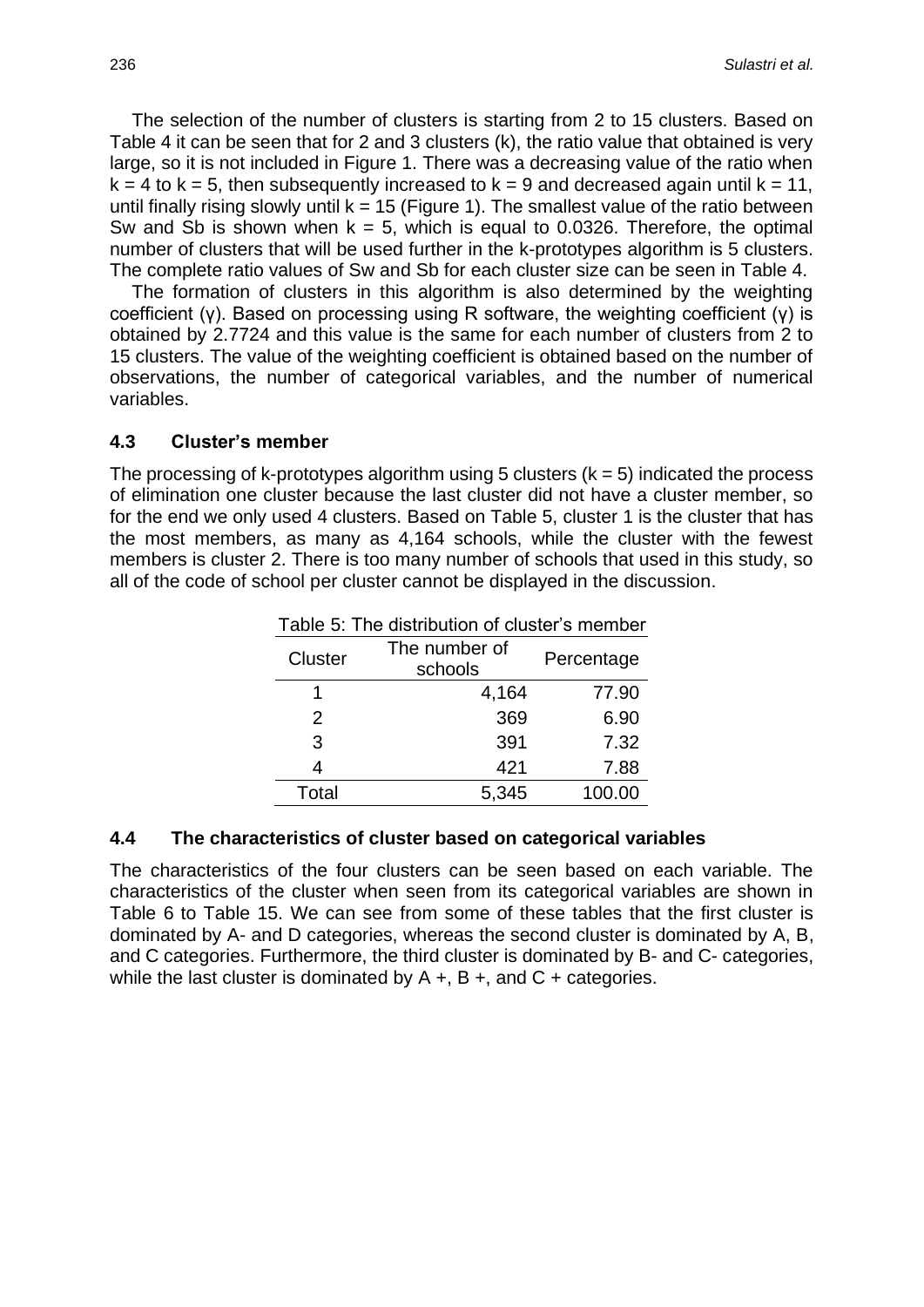The selection of the number of clusters is starting from 2 to 15 clusters. Based on Table 4 it can be seen that for 2 and 3 clusters (k), the ratio value that obtained is very large, so it is not included in Figure 1. There was a decreasing value of the ratio when $k = 4$ to $k = 5$, then subsequently increased to $k = 9$ and decreased again until $k = 11$, until finally rising slowly until $k = 15$ (Figure 1). The smallest value of the ratio between Sw and Sb is shown when $k = 5$, which is equal to 0.0326. Therefore, the optimal number of clusters that will be used further in the k-prototypes algorithm is 5 clusters. The complete ratio values of Sw and Sb for each cluster size can be seen in Table 4.

The formation of clusters in this algorithm is also determined by the weighting coefficient ($\gamma$). Based on processing using R software, the weighting coefficient ($\gamma$) is obtained by 2.7724 and this value is the same for each number of clusters from 2 to 15 clusters. The value of the weighting coefficient is obtained based on the number of observations, the number of categorical variables, and the number of numerical variables.

### 4.3 Cluster's member

The processing of k-prototypes algorithm using 5 clusters ($k = 5$) indicated the process of elimination one cluster because the last cluster did not have a cluster member, so for the end we only used 4 clusters. Based on Table 5, cluster 1 is the cluster that has the most members, as many as 4,164 schools, while the cluster with the fewest members is cluster 2. There is too many number of schools that used in this study, so all of the code of school per cluster cannot be displayed in the discussion.

Table 5: The distribution of cluster's member

| Cluster | The number of schools | Percentage |
|---|---|---|
| 1 | 4,164 | 77.90 |
| 2 | 369 | 6.90 |
| 3 | 391 | 7.32 |
| 4 | 421 | 7.88 |
| Total | 5,345 | 100.00 |

### 4.4 The characteristics of cluster based on categorical variables

The characteristics of the four clusters can be seen based on each variable. The characteristics of the cluster when seen from its categorical variables are shown in Table 6 to Table 15. We can see from some of these tables that the first cluster is dominated by A- and D categories, whereas the second cluster is dominated by A, B, and C categories. Furthermore, the third cluster is dominated by B- and C- categories, while the last cluster is dominated by A +, B +, and C + categories.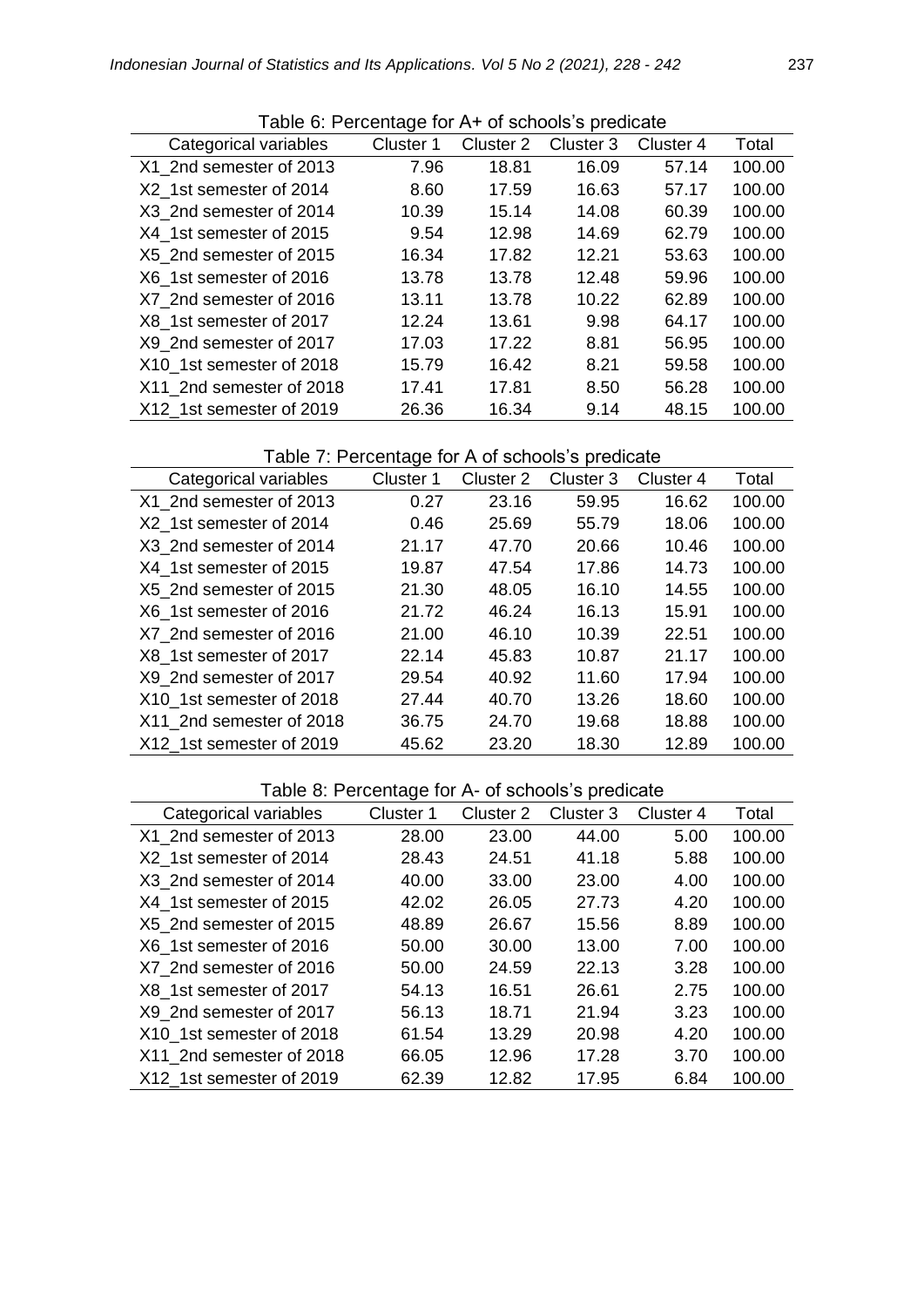Table 6: Percentage for A+ of schools's predicate

| Categorical variables | Cluster 1 | Cluster 2 | Cluster 3 | Cluster 4 | Total |
|---|---|---|---|---|---|
| X1_2nd semester of 2013 | 7.96 | 18.81 | 16.09 | 57.14 | 100.00 |
| X2_1st semester of 2014 | 8.60 | 17.59 | 16.63 | 57.17 | 100.00 |
| X3_2nd semester of 2014 | 10.39 | 15.14 | 14.08 | 60.39 | 100.00 |
| X4_1st semester of 2015 | 9.54 | 12.98 | 14.69 | 62.79 | 100.00 |
| X5_2nd semester of 2015 | 16.34 | 17.82 | 12.21 | 53.63 | 100.00 |
| X6_1st semester of 2016 | 13.78 | 13.78 | 12.48 | 59.96 | 100.00 |
| X7_2nd semester of 2016 | 13.11 | 13.78 | 10.22 | 62.89 | 100.00 |
| X8_1st semester of 2017 | 12.24 | 13.61 | 9.98 | 64.17 | 100.00 |
| X9_2nd semester of 2017 | 17.03 | 17.22 | 8.81 | 56.95 | 100.00 |
| X10_1st semester of 2018 | 15.79 | 16.42 | 8.21 | 59.58 | 100.00 |
| X11_2nd semester of 2018 | 17.41 | 17.81 | 8.50 | 56.28 | 100.00 |
| X12_1st semester of 2019 | 26.36 | 16.34 | 9.14 | 48.15 | 100.00 |

Table 7: Percentage for A of schools's predicate

| Categorical variables | Cluster 1 | Cluster 2 | Cluster 3 | Cluster 4 | Total |
|---|---|---|---|---|---|
| X1_2nd semester of 2013 | 0.27 | 23.16 | 59.95 | 16.62 | 100.00 |
| X2_1st semester of 2014 | 0.46 | 25.69 | 55.79 | 18.06 | 100.00 |
| X3_2nd semester of 2014 | 21.17 | 47.70 | 20.66 | 10.46 | 100.00 |
| X4_1st semester of 2015 | 19.87 | 47.54 | 17.86 | 14.73 | 100.00 |
| X5_2nd semester of 2015 | 21.30 | 48.05 | 16.10 | 14.55 | 100.00 |
| X6_1st semester of 2016 | 21.72 | 46.24 | 16.13 | 15.91 | 100.00 |
| X7_2nd semester of 2016 | 21.00 | 46.10 | 10.39 | 22.51 | 100.00 |
| X8_1st semester of 2017 | 22.14 | 45.83 | 10.87 | 21.17 | 100.00 |
| X9_2nd semester of 2017 | 29.54 | 40.92 | 11.60 | 17.94 | 100.00 |
| X10_1st semester of 2018 | 27.44 | 40.70 | 13.26 | 18.60 | 100.00 |
| X11_2nd semester of 2018 | 36.75 | 24.70 | 19.68 | 18.88 | 100.00 |
| X12_1st semester of 2019 | 45.62 | 23.20 | 18.30 | 12.89 | 100.00 |

Table 8: Percentage for A- of schools's predicate

| Categorical variables | Cluster 1 | Cluster 2 | Cluster 3 | Cluster 4 | Total |
|---|---|---|---|---|---|
| X1_2nd semester of 2013 | 28.00 | 23.00 | 44.00 | 5.00 | 100.00 |
| X2_1st semester of 2014 | 28.43 | 24.51 | 41.18 | 5.88 | 100.00 |
| X3_2nd semester of 2014 | 40.00 | 33.00 | 23.00 | 4.00 | 100.00 |
| X4_1st semester of 2015 | 42.02 | 26.05 | 27.73 | 4.20 | 100.00 |
| X5_2nd semester of 2015 | 48.89 | 26.67 | 15.56 | 8.89 | 100.00 |
| X6_1st semester of 2016 | 50.00 | 30.00 | 13.00 | 7.00 | 100.00 |
| X7_2nd semester of 2016 | 50.00 | 24.59 | 22.13 | 3.28 | 100.00 |
| X8_1st semester of 2017 | 54.13 | 16.51 | 26.61 | 2.75 | 100.00 |
| X9_2nd semester of 2017 | 56.13 | 18.71 | 21.94 | 3.23 | 100.00 |
| X10_1st semester of 2018 | 61.54 | 13.29 | 20.98 | 4.20 | 100.00 |
| X11_2nd semester of 2018 | 66.05 | 12.96 | 17.28 | 3.70 | 100.00 |
| X12_1st semester of 2019 | 62.39 | 12.82 | 17.95 | 6.84 | 100.00 |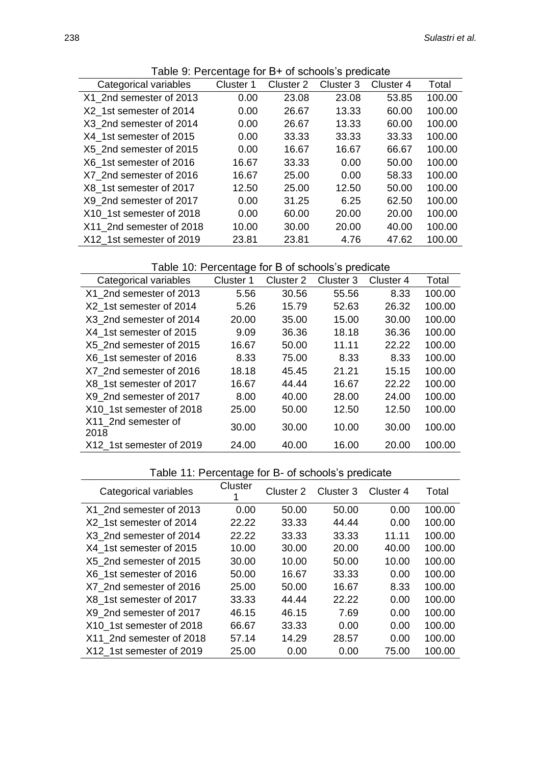Table 9: Percentage for B+ of schools's predicate

| Categorical variables | Cluster 1 | Cluster 2 | Cluster 3 | Cluster 4 | Total |
|---|---|---|---|---|---|
| X1_2nd semester of 2013 | 0.00 | 23.08 | 23.08 | 53.85 | 100.00 |
| X2_1st semester of 2014 | 0.00 | 26.67 | 13.33 | 60.00 | 100.00 |
| X3_2nd semester of 2014 | 0.00 | 26.67 | 13.33 | 60.00 | 100.00 |
| X4_1st semester of 2015 | 0.00 | 33.33 | 33.33 | 33.33 | 100.00 |
| X5_2nd semester of 2015 | 0.00 | 16.67 | 16.67 | 66.67 | 100.00 |
| X6_1st semester of 2016 | 16.67 | 33.33 | 0.00 | 50.00 | 100.00 |
| X7_2nd semester of 2016 | 16.67 | 25.00 | 0.00 | 58.33 | 100.00 |
| X8_1st semester of 2017 | 12.50 | 25.00 | 12.50 | 50.00 | 100.00 |
| X9_2nd semester of 2017 | 0.00 | 31.25 | 6.25 | 62.50 | 100.00 |
| X10_1st semester of 2018 | 0.00 | 60.00 | 20.00 | 20.00 | 100.00 |
| X11_2nd semester of 2018 | 10.00 | 30.00 | 20.00 | 40.00 | 100.00 |
| X12_1st semester of 2019 | 23.81 | 23.81 | 4.76 | 47.62 | 100.00 |

Table 10: Percentage for B of schools's predicate

| Categorical variables | Cluster 1 | Cluster 2 | Cluster 3 | Cluster 4 | Total |
|---|---|---|---|---|---|
| X1_2nd semester of 2013 | 5.56 | 30.56 | 55.56 | 8.33 | 100.00 |
| X2_1st semester of 2014 | 5.26 | 15.79 | 52.63 | 26.32 | 100.00 |
| X3_2nd semester of 2014 | 20.00 | 35.00 | 15.00 | 30.00 | 100.00 |
| X4_1st semester of 2015 | 9.09 | 36.36 | 18.18 | 36.36 | 100.00 |
| X5_2nd semester of 2015 | 16.67 | 50.00 | 11.11 | 22.22 | 100.00 |
| X6_1st semester of 2016 | 8.33 | 75.00 | 8.33 | 8.33 | 100.00 |
| X7_2nd semester of 2016 | 18.18 | 45.45 | 21.21 | 15.15 | 100.00 |
| X8_1st semester of 2017 | 16.67 | 44.44 | 16.67 | 22.22 | 100.00 |
| X9_2nd semester of 2017 | 8.00 | 40.00 | 28.00 | 24.00 | 100.00 |
| X10_1st semester of 2018 | 25.00 | 50.00 | 12.50 | 12.50 | 100.00 |
| X11_2nd semester of 2018 | 30.00 | 30.00 | 10.00 | 30.00 | 100.00 |
| X12_1st semester of 2019 | 24.00 | 40.00 | 16.00 | 20.00 | 100.00 |

Table 11: Percentage for B- of schools's predicate

| Categorical variables | Cluster 1 | Cluster 2 | Cluster 3 | Cluster 4 | Total |
|---|---|---|---|---|---|
| X1_2nd semester of 2013 | 0.00 | 50.00 | 50.00 | 0.00 | 100.00 |
| X2_1st semester of 2014 | 22.22 | 33.33 | 44.44 | 0.00 | 100.00 |
| X3_2nd semester of 2014 | 22.22 | 33.33 | 33.33 | 11.11 | 100.00 |
| X4_1st semester of 2015 | 10.00 | 30.00 | 20.00 | 40.00 | 100.00 |
| X5_2nd semester of 2015 | 30.00 | 10.00 | 50.00 | 10.00 | 100.00 |
| X6_1st semester of 2016 | 50.00 | 16.67 | 33.33 | 0.00 | 100.00 |
| X7_2nd semester of 2016 | 25.00 | 50.00 | 16.67 | 8.33 | 100.00 |
| X8_1st semester of 2017 | 33.33 | 44.44 | 22.22 | 0.00 | 100.00 |
| X9_2nd semester of 2017 | 46.15 | 46.15 | 7.69 | 0.00 | 100.00 |
| X10_1st semester of 2018 | 66.67 | 33.33 | 0.00 | 0.00 | 100.00 |
| X11_2nd semester of 2018 | 57.14 | 14.29 | 28.57 | 0.00 | 100.00 |
| X12_1st semester of 2019 | 25.00 | 0.00 | 0.00 | 75.00 | 100.00 |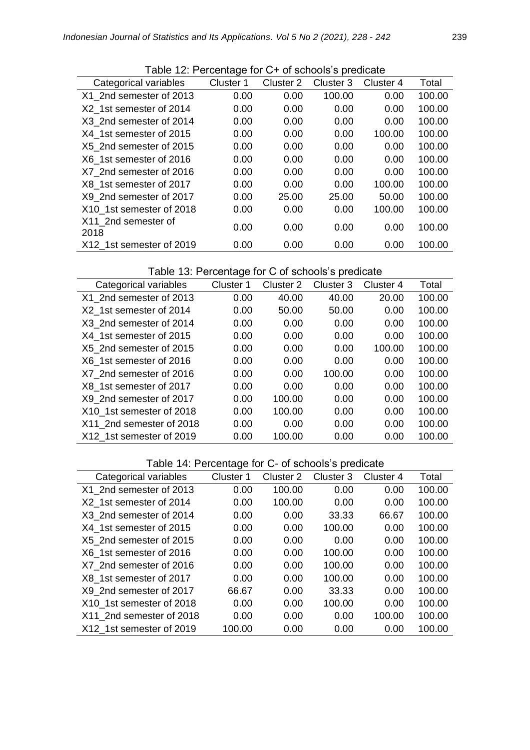Table 12: Percentage for C+ of schools's predicate

| Categorical variables | Cluster 1 | Cluster 2 | Cluster 3 | Cluster 4 | Total |
|---|---|---|---|---|---|
| X1_2nd semester of 2013 | 0.00 | 0.00 | 100.00 | 0.00 | 100.00 |
| X2_1st semester of 2014 | 0.00 | 0.00 | 0.00 | 0.00 | 100.00 |
| X3_2nd semester of 2014 | 0.00 | 0.00 | 0.00 | 0.00 | 100.00 |
| X4_1st semester of 2015 | 0.00 | 0.00 | 0.00 | 100.00 | 100.00 |
| X5_2nd semester of 2015 | 0.00 | 0.00 | 0.00 | 0.00 | 100.00 |
| X6_1st semester of 2016 | 0.00 | 0.00 | 0.00 | 0.00 | 100.00 |
| X7_2nd semester of 2016 | 0.00 | 0.00 | 0.00 | 0.00 | 100.00 |
| X8_1st semester of 2017 | 0.00 | 0.00 | 0.00 | 100.00 | 100.00 |
| X9_2nd semester of 2017 | 0.00 | 25.00 | 25.00 | 50.00 | 100.00 |
| X10_1st semester of 2018 | 0.00 | 0.00 | 0.00 | 100.00 | 100.00 |
| X11_2nd semester of 2018 | 0.00 | 0.00 | 0.00 | 0.00 | 100.00 |
| X12_1st semester of 2019 | 0.00 | 0.00 | 0.00 | 0.00 | 100.00 |

Table 13: Percentage for C of schools's predicate

| Categorical variables | Cluster 1 | Cluster 2 | Cluster 3 | Cluster 4 | Total |
|---|---|---|---|---|---|
| X1_2nd semester of 2013 | 0.00 | 40.00 | 40.00 | 20.00 | 100.00 |
| X2_1st semester of 2014 | 0.00 | 50.00 | 50.00 | 0.00 | 100.00 |
| X3_2nd semester of 2014 | 0.00 | 0.00 | 0.00 | 0.00 | 100.00 |
| X4_1st semester of 2015 | 0.00 | 0.00 | 0.00 | 0.00 | 100.00 |
| X5_2nd semester of 2015 | 0.00 | 0.00 | 0.00 | 100.00 | 100.00 |
| X6_1st semester of 2016 | 0.00 | 0.00 | 0.00 | 0.00 | 100.00 |
| X7_2nd semester of 2016 | 0.00 | 0.00 | 100.00 | 0.00 | 100.00 |
| X8_1st semester of 2017 | 0.00 | 0.00 | 0.00 | 0.00 | 100.00 |
| X9_2nd semester of 2017 | 0.00 | 100.00 | 0.00 | 0.00 | 100.00 |
| X10_1st semester of 2018 | 0.00 | 100.00 | 0.00 | 0.00 | 100.00 |
| X11_2nd semester of 2018 | 0.00 | 0.00 | 0.00 | 0.00 | 100.00 |
| X12_1st semester of 2019 | 0.00 | 100.00 | 0.00 | 0.00 | 100.00 |

Table 14: Percentage for C- of schools's predicate

| Categorical variables | Cluster 1 | Cluster 2 | Cluster 3 | Cluster 4 | Total |
|---|---|---|---|---|---|
| X1_2nd semester of 2013 | 0.00 | 100.00 | 0.00 | 0.00 | 100.00 |
| X2_1st semester of 2014 | 0.00 | 100.00 | 0.00 | 0.00 | 100.00 |
| X3_2nd semester of 2014 | 0.00 | 0.00 | 33.33 | 66.67 | 100.00 |
| X4_1st semester of 2015 | 0.00 | 0.00 | 100.00 | 0.00 | 100.00 |
| X5_2nd semester of 2015 | 0.00 | 0.00 | 0.00 | 0.00 | 100.00 |
| X6_1st semester of 2016 | 0.00 | 0.00 | 100.00 | 0.00 | 100.00 |
| X7_2nd semester of 2016 | 0.00 | 0.00 | 100.00 | 0.00 | 100.00 |
| X8_1st semester of 2017 | 0.00 | 0.00 | 100.00 | 0.00 | 100.00 |
| X9_2nd semester of 2017 | 66.67 | 0.00 | 33.33 | 0.00 | 100.00 |
| X10_1st semester of 2018 | 0.00 | 0.00 | 100.00 | 0.00 | 100.00 |
| X11_2nd semester of 2018 | 0.00 | 0.00 | 0.00 | 100.00 | 100.00 |
| X12_1st semester of 2019 | 100.00 | 0.00 | 0.00 | 0.00 | 100.00 |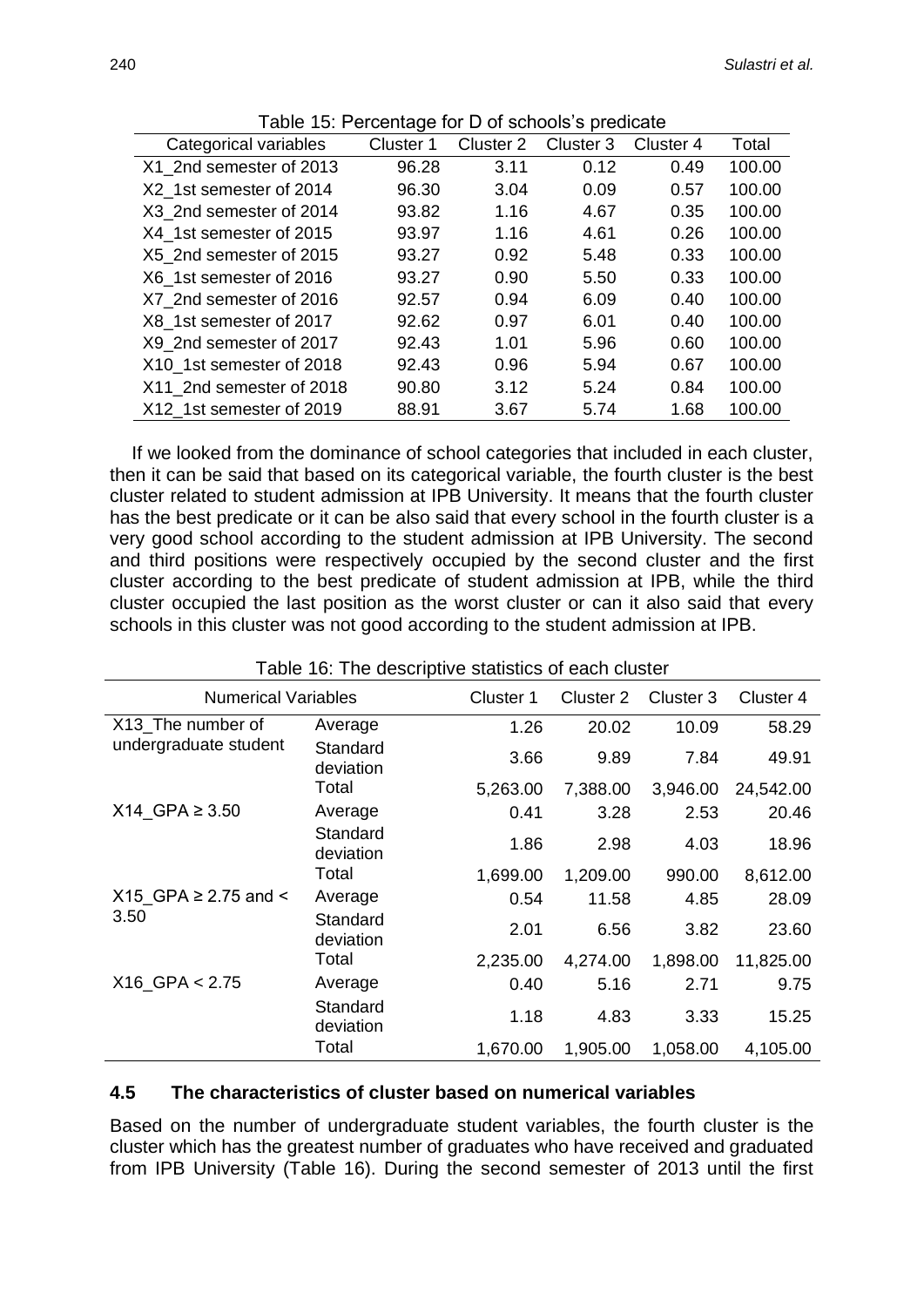Table 15: Percentage for D of schools's predicate

| Categorical variables | Cluster 1 | Cluster 2 | Cluster 3 | Cluster 4 | Total |
|---|---|---|---|---|---|
| X1_2nd semester of 2013 | 96.28 | 3.11 | 0.12 | 0.49 | 100.00 |
| X2_1st semester of 2014 | 96.30 | 3.04 | 0.09 | 0.57 | 100.00 |
| X3_2nd semester of 2014 | 93.82 | 1.16 | 4.67 | 0.35 | 100.00 |
| X4_1st semester of 2015 | 93.97 | 1.16 | 4.61 | 0.26 | 100.00 |
| X5_2nd semester of 2015 | 93.27 | 0.92 | 5.48 | 0.33 | 100.00 |
| X6_1st semester of 2016 | 93.27 | 0.90 | 5.50 | 0.33 | 100.00 |
| X7_2nd semester of 2016 | 92.57 | 0.94 | 6.09 | 0.40 | 100.00 |
| X8_1st semester of 2017 | 92.62 | 0.97 | 6.01 | 0.40 | 100.00 |
| X9_2nd semester of 2017 | 92.43 | 1.01 | 5.96 | 0.60 | 100.00 |
| X10_1st semester of 2018 | 92.43 | 0.96 | 5.94 | 0.67 | 100.00 |
| X11_2nd semester of 2018 | 90.80 | 3.12 | 5.24 | 0.84 | 100.00 |
| X12_1st semester of 2019 | 88.91 | 3.67 | 5.74 | 1.68 | 100.00 |

If we looked from the dominance of school categories that included in each cluster, then it can be said that based on its categorical variable, the fourth cluster is the best cluster related to student admission at IPB University. It means that the fourth cluster has the best predicate or it can be also said that every school in the fourth cluster is a very good school according to the student admission at IPB University. The second and third positions were respectively occupied by the second cluster and the first cluster according to the best predicate of student admission at IPB, while the third cluster occupied the last position as the worst cluster or can it also said that every schools in this cluster was not good according to the student admission at IPB.

Table 16: The descriptive statistics of each cluster

| Numerical Variables | | Cluster 1 | Cluster 2 | Cluster 3 | Cluster 4 |
|---|---|---|---|---|---|
| X13_The number of undergraduate student | Average | 1.26 | 20.02 | 10.09 | 58.29 |
| | Standard deviation | 3.66 | 9.89 | 7.84 | 49.91 |
| | Total | 5,263.00 | 7,388.00 | 3,946.00 | 24,542.00 |
| X14_GPA ≥ 3.50 | Average | 0.41 | 3.28 | 2.53 | 20.46 |
| | Standard deviation | 1.86 | 2.98 | 4.03 | 18.96 |
| | Total | 1,699.00 | 1,209.00 | 990.00 | 8,612.00 |
| X15_GPA ≥ 2.75 and < 3.50 | Average | 0.54 | 11.58 | 4.85 | 28.09 |
| | Standard deviation | 2.01 | 6.56 | 3.82 | 23.60 |
| | Total | 2,235.00 | 4,274.00 | 1,898.00 | 11,825.00 |
| X16_GPA < 2.75 | Average | 0.40 | 5.16 | 2.71 | 9.75 |
| | Standard deviation | 1.18 | 4.83 | 3.33 | 15.25 |
| | Total | 1,670.00 | 1,905.00 | 1,058.00 | 4,105.00 |

### 4.5 The characteristics of cluster based on numerical variables

Based on the number of undergraduate student variables, the fourth cluster is the cluster which has the greatest number of graduates who have received and graduated from IPB University (Table 16). During the second semester of 2013 until the first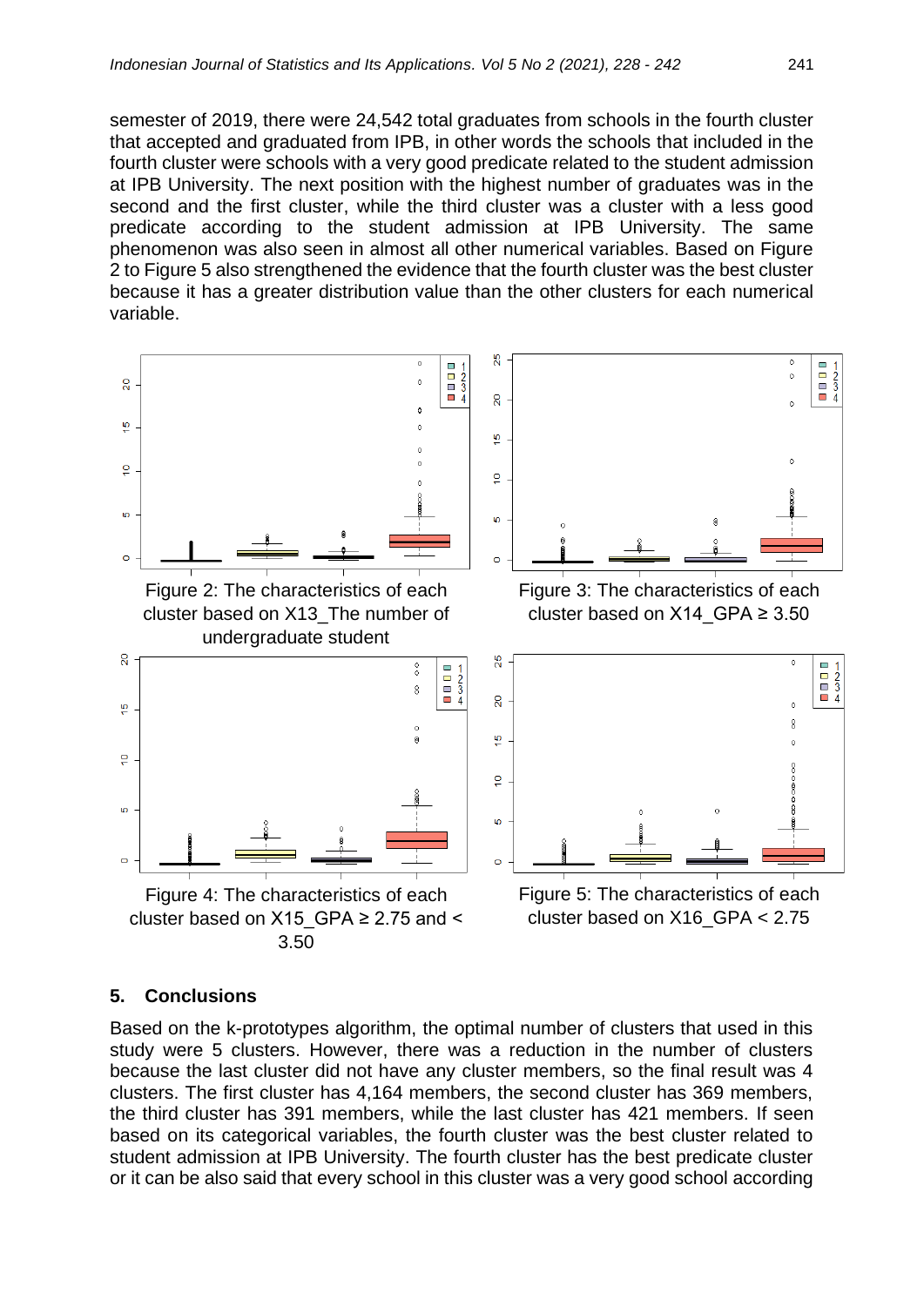semester of 2019, there were 24,542 total graduates from schools in the fourth cluster that accepted and graduated from IPB, in other words the schools that included in the fourth cluster were schools with a very good predicate related to the student admission at IPB University. The next position with the highest number of graduates was in the second and the first cluster, while the third cluster was a cluster with a less good predicate according to the student admission at IPB University. The same phenomenon was also seen in almost all other numerical variables. Based on Figure 2 to Figure 5 also strengthened the evidence that the fourth cluster was the best cluster because it has a greater distribution value than the other clusters for each numerical variable.

Figure 2: The characteristics of each cluster based on X13_The number of undergraduate student

Figure 3: The characteristics of each cluster based on X14_GPA ≥ 3.50

Figure 4: The characteristics of each cluster based on X15_GPA ≥ 2.75 and < 3.50

Figure 5: The characteristics of each cluster based on X16_GPA < 2.75

## 5. Conclusions

Based on the k-prototypes algorithm, the optimal number of clusters that used in this study were 5 clusters. However, there was a reduction in the number of clusters because the last cluster did not have any cluster members, so the final result was 4 clusters. The first cluster has 4,164 members, the second cluster has 369 members, the third cluster has 391 members, while the last cluster has 421 members. If seen based on its categorical variables, the fourth cluster was the best cluster related to student admission at IPB University. The fourth cluster has the best predicate cluster or it can be also said that every school in this cluster was a very good school according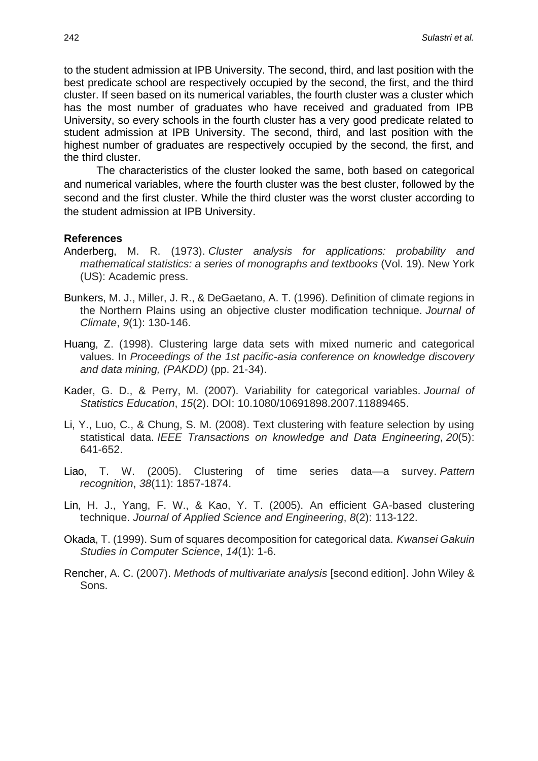to the student admission at IPB University. The second, third, and last position with the best predicate school are respectively occupied by the second, the first, and the third cluster. If seen based on its numerical variables, the fourth cluster was a cluster which has the most number of graduates who have received and graduated from IPB University, so every schools in the fourth cluster has a very good predicate related to student admission at IPB University. The second, third, and last position with the highest number of graduates are respectively occupied by the second, the first, and the third cluster.

The characteristics of the cluster looked the same, both based on categorical and numerical variables, where the fourth cluster was the best cluster, followed by the second and the first cluster. While the third cluster was the worst cluster according to the student admission at IPB University.

## References

Anderberg, M. R. (1973). *Cluster analysis for applications: probability and mathematical statistics: a series of monographs and textbooks* (Vol. 19). New York (US): Academic press.

Bunkers, M. J., Miller, J. R., & DeGaetano, A. T. (1996). Definition of climate regions in the Northern Plains using an objective cluster modification technique. *Journal of Climate*, *9*(1): 130-146.

Huang, Z. (1998). Clustering large data sets with mixed numeric and categorical values. In *Proceedings of the 1st pacific-asia conference on knowledge discovery and data mining, (PAKDD)* (pp. 21-34).

Kader, G. D., & Perry, M. (2007). Variability for categorical variables. *Journal of Statistics Education*, *15*(2). DOI: 10.1080/10691898.2007.11889465.

Li, Y., Luo, C., & Chung, S. M. (2008). Text clustering with feature selection by using statistical data. *IEEE Transactions on knowledge and Data Engineering*, *20*(5): 641-652.

Liao, T. W. (2005). Clustering of time series data—a survey. *Pattern recognition*, *38*(11): 1857-1874.

Lin, H. J., Yang, F. W., & Kao, Y. T. (2005). An efficient GA-based clustering technique. *Journal of Applied Science and Engineering*, *8*(2): 113-122.

Okada, T. (1999). Sum of squares decomposition for categorical data. *Kwansei Gakuin Studies in Computer Science*, *14*(1): 1-6.

Rencher, A. C. (2007). *Methods of multivariate analysis* [second edition]. John Wiley & Sons.